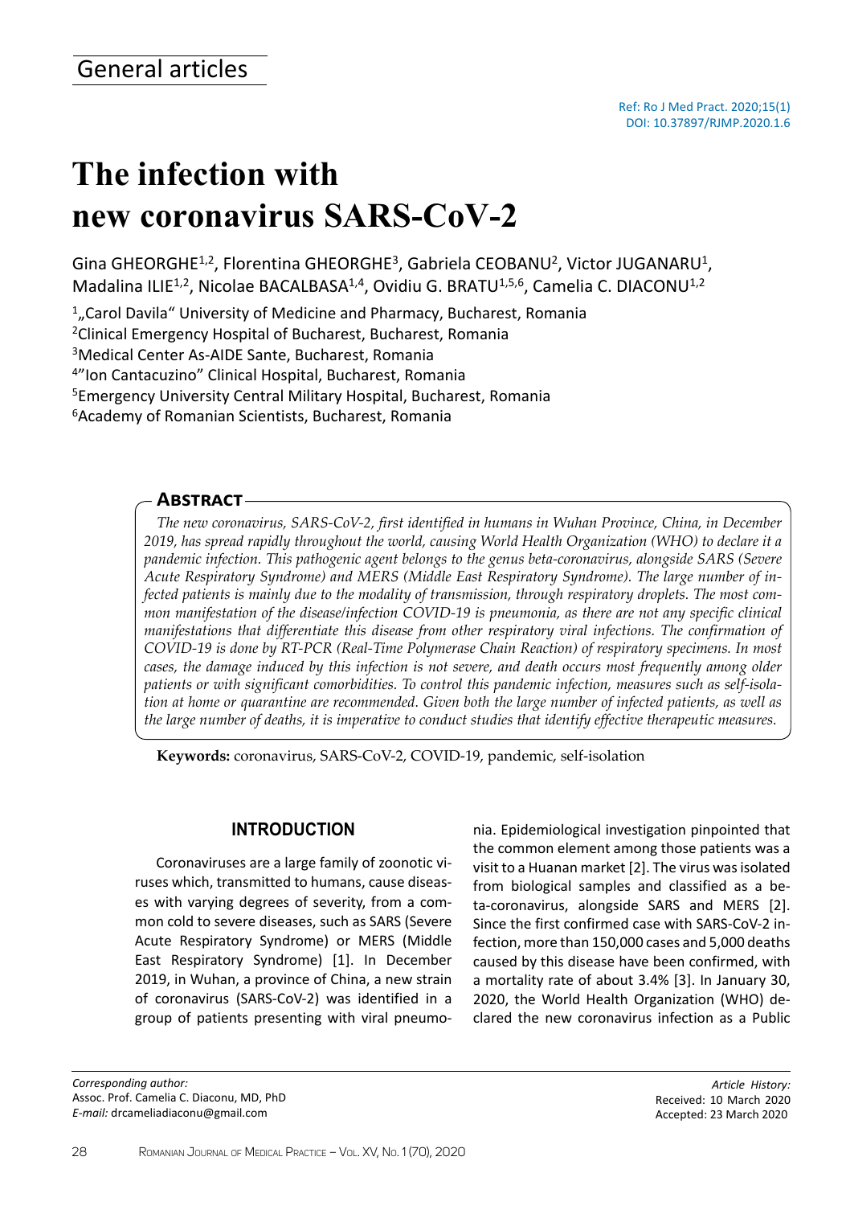General articles

Ref: Ro J Med Pract. 2020;15(1)
DOI: 10.37897/RJMP.2020.1.6

# The infection with new coronavirus SARS-CoV-2

Gina GHEORGHE[1,2], Florentina GHEORGHE[3], Gabriela CEOBANU[2], Victor JUGANARU[1], Madalina ILIE[1,2], Nicolae BACALBASA[1,4], Ovidiu G. BRATU[1,5,6], Camelia C. DIACONU[1,2]

[1] „Carol Davila" University of Medicine and Pharmacy, Bucharest, Romania
[2] Clinical Emergency Hospital of Bucharest, Bucharest, Romania
[3] Medical Center As-AIDE Sante, Bucharest, Romania
[4] "Ion Cantacuzino" Clinical Hospital, Bucharest, Romania
[5] Emergency University Central Military Hospital, Bucharest, Romania
[6] Academy of Romanian Scientists, Bucharest, Romania

## Abstract

*The new coronavirus, SARS-CoV-2, first identified in humans in Wuhan Province, China, in December 2019, has spread rapidly throughout the world, causing World Health Organization (WHO) to declare it a pandemic infection. This pathogenic agent belongs to the genus beta-coronavirus, alongside SARS (Severe Acute Respiratory Syndrome) and MERS (Middle East Respiratory Syndrome). The large number of infected patients is mainly due to the modality of transmission, through respiratory droplets. The most common manifestation of the disease/infection COVID-19 is pneumonia, as there are not any specific clinical manifestations that differentiate this disease from other respiratory viral infections. The confirmation of COVID-19 is done by RT-PCR (Real-Time Polymerase Chain Reaction) of respiratory specimens. In most cases, the damage induced by this infection is not severe, and death occurs most frequently among older patients or with significant comorbidities. To control this pandemic infection, measures such as self-isolation at home or quarantine are recommended. Given both the large number of infected patients, as well as the large number of deaths, it is imperative to conduct studies that identify effective therapeutic measures.*

**Keywords:** coronavirus, SARS-CoV-2, COVID-19, pandemic, self-isolation

## INTRODUCTION

Coronaviruses are a large family of zoonotic viruses which, transmitted to humans, cause diseases with varying degrees of severity, from a common cold to severe diseases, such as SARS (Severe Acute Respiratory Syndrome) or MERS (Middle East Respiratory Syndrome) [1]. In December 2019, in Wuhan, a province of China, a new strain of coronavirus (SARS-CoV-2) was identified in a group of patients presenting with viral pneumonia. Epidemiological investigation pinpointed that the common element among those patients was a visit to a Huanan market [2]. The virus was isolated from biological samples and classified as a beta-coronavirus, alongside SARS and MERS [2]. Since the first confirmed case with SARS-CoV-2 infection, more than 150,000 cases and 5,000 deaths caused by this disease have been confirmed, with a mortality rate of about 3.4% [3]. In January 30, 2020, the World Health Organization (WHO) declared the new coronavirus infection as a Public

*Corresponding author:*
Assoc. Prof. Camelia C. Diaconu, MD, PhD
*E-mail:* drcameliadiaconu@gmail.com

*Article History:*
Received: 10 March 2020
Accepted: 23 March 2020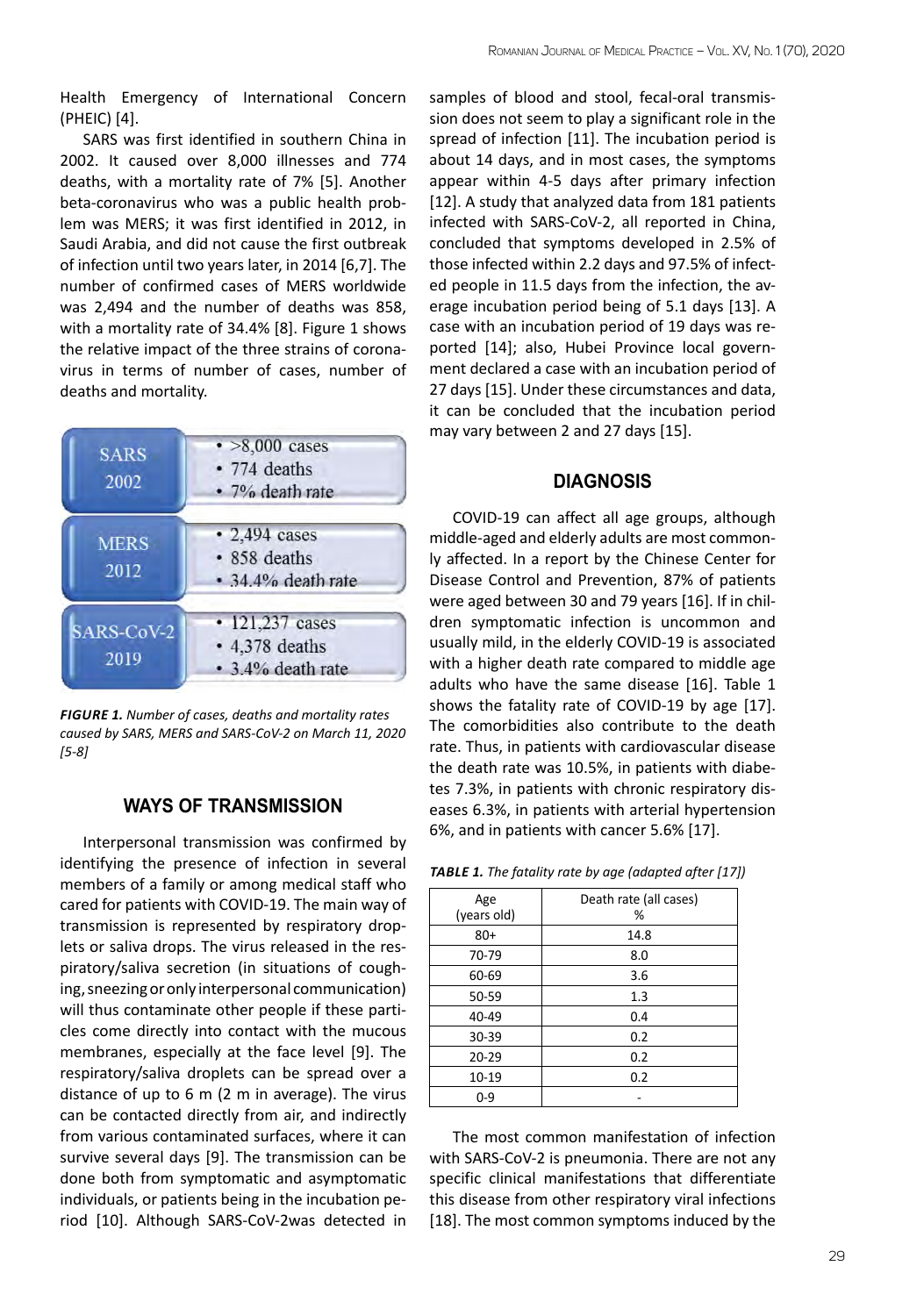Health Emergency of International Concern (PHEIC) [4].

SARS was first identified in southern China in 2002. It caused over 8,000 illnesses and 774 deaths, with a mortality rate of 7% [5]. Another beta-coronavirus who was a public health problem was MERS; it was first identified in 2012, in Saudi Arabia, and did not cause the first outbreak of infection until two years later, in 2014 [6,7]. The number of confirmed cases of MERS worldwide was 2,494 and the number of deaths was 858, with a mortality rate of 34.4% [8]. Figure 1 shows the relative impact of the three strains of coronavirus in terms of number of cases, number of deaths and mortality.

| | |
|---|---|
| SARS 2002 | • >8,000 cases<br>• 774 deaths<br>• 7% death rate |
| MERS 2012 | • 2,494 cases<br>• 858 deaths<br>• 34.4% death rate |
| SARS-CoV-2 2019 | • 121,237 cases<br>• 4,378 deaths<br>• 3.4% death rate |

***FIGURE 1.*** *Number of cases, deaths and mortality rates caused by SARS, MERS and SARS-CoV-2 on March 11, 2020 [5-8]*

## WAYS OF TRANSMISSION

Interpersonal transmission was confirmed by identifying the presence of infection in several members of a family or among medical staff who cared for patients with COVID-19. The main way of transmission is represented by respiratory droplets or saliva drops. The virus released in the respiratory/saliva secretion (in situations of coughing, sneezing or only interpersonal communication) will thus contaminate other people if these particles come directly into contact with the mucous membranes, especially at the face level [9]. The respiratory/saliva droplets can be spread over a distance of up to 6 m (2 m in average). The virus can be contacted directly from air, and indirectly from various contaminated surfaces, where it can survive several days [9]. The transmission can be done both from symptomatic and asymptomatic individuals, or patients being in the incubation period [10]. Although SARS-CoV-2was detected in samples of blood and stool, fecal-oral transmission does not seem to play a significant role in the spread of infection [11]. The incubation period is about 14 days, and in most cases, the symptoms appear within 4-5 days after primary infection [12]. A study that analyzed data from 181 patients infected with SARS-CoV-2, all reported in China, concluded that symptoms developed in 2.5% of those infected within 2.2 days and 97.5% of infected people in 11.5 days from the infection, the average incubation period being of 5.1 days [13]. A case with an incubation period of 19 days was reported [14]; also, Hubei Province local government declared a case with an incubation period of 27 days [15]. Under these circumstances and data, it can be concluded that the incubation period may vary between 2 and 27 days [15].

## DIAGNOSIS

COVID-19 can affect all age groups, although middle-aged and elderly adults are most commonly affected. In a report by the Chinese Center for Disease Control and Prevention, 87% of patients were aged between 30 and 79 years [16]. If in children symptomatic infection is uncommon and usually mild, in the elderly COVID-19 is associated with a higher death rate compared to middle age adults who have the same disease [16]. Table 1 shows the fatality rate of COVID-19 by age [17]. The comorbidities also contribute to the death rate. Thus, in patients with cardiovascular disease the death rate was 10.5%, in patients with diabetes 7.3%, in patients with chronic respiratory diseases 6.3%, in patients with arterial hypertension 6%, and in patients with cancer 5.6% [17].

***TABLE 1.*** *The fatality rate by age (adapted after [17])*

| Age (years old) | Death rate (all cases) % |
|---|---|
| 80+ | 14.8 |
| 70-79 | 8.0 |
| 60-69 | 3.6 |
| 50-59 | 1.3 |
| 40-49 | 0.4 |
| 30-39 | 0.2 |
| 20-29 | 0.2 |
| 10-19 | 0.2 |
| 0-9 | - |

The most common manifestation of infection with SARS-CoV-2 is pneumonia. There are not any specific clinical manifestations that differentiate this disease from other respiratory viral infections [18]. The most common symptoms induced by the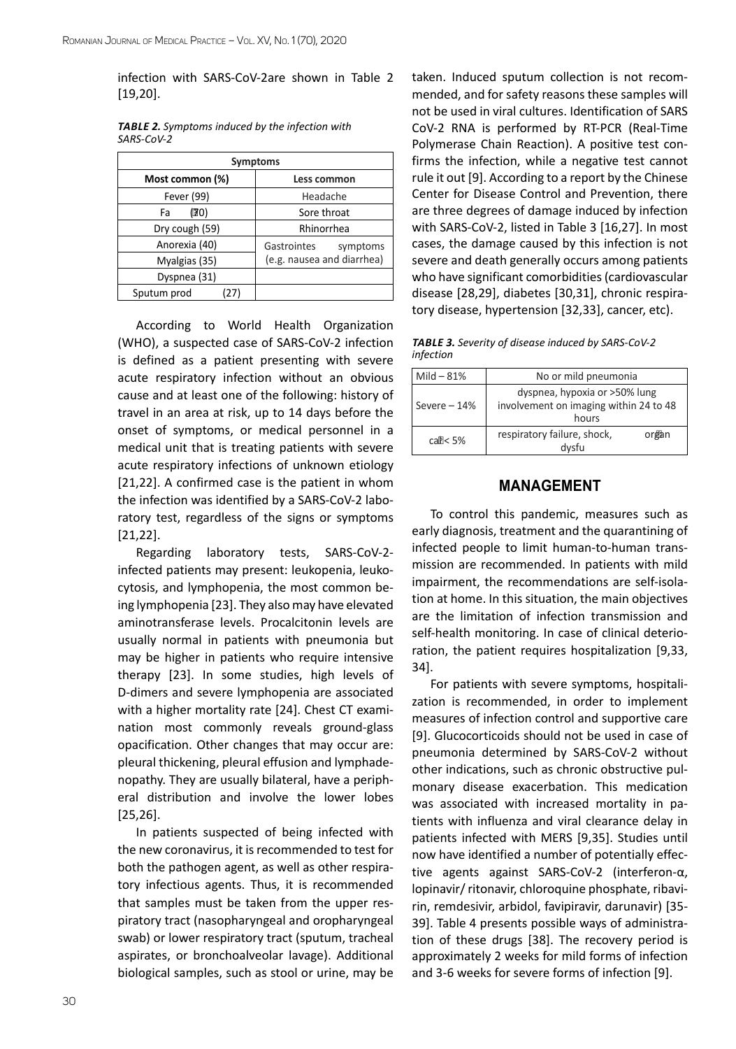infection with SARS-CoV-2are shown in Table 2 [19,20].

***TABLE 2.*** *Symptoms induced by the infection with SARS-CoV-2*

| Symptoms | |
|---|---|
| **Most common (%)** | **Less common** |
| Fever (99) | Headache |
| Fa (70) | Sore throat |
| Dry cough (59) | Rhinorrhea |
| Anorexia (40) | Gastrointes symptoms (e.g. nausea and diarrhea) |
| Myalgias (35) | |
| Dyspnea (31) | |
| Sputum prod (27) | |

According to World Health Organization (WHO), a suspected case of SARS-CoV-2 infection is defined as a patient presenting with severe acute respiratory infection without an obvious cause and at least one of the following: history of travel in an area at risk, up to 14 days before the onset of symptoms, or medical personnel in a medical unit that is treating patients with severe acute respiratory infections of unknown etiology [21,22]. A confirmed case is the patient in whom the infection was identified by a SARS-CoV-2 laboratory test, regardless of the signs or symptoms [21,22].

Regarding laboratory tests, SARS-CoV-2-infected patients may present: leukopenia, leukocytosis, and lymphopenia, the most common being lymphopenia [23]. They also may have elevated aminotransferase levels. Procalcitonin levels are usually normal in patients with pneumonia but may be higher in patients who require intensive therapy [23]. In some studies, high levels of D-dimers and severe lymphopenia are associated with a higher mortality rate [24]. Chest CT examination most commonly reveals ground-glass opacification. Other changes that may occur are: pleural thickening, pleural effusion and lymphadenopathy. They are usually bilateral, have a peripheral distribution and involve the lower lobes [25,26].

In patients suspected of being infected with the new coronavirus, it is recommended to test for both the pathogen agent, as well as other respiratory infectious agents. Thus, it is recommended that samples must be taken from the upper respiratory tract (nasopharyngeal and oropharyngeal swab) or lower respiratory tract (sputum, tracheal aspirates, or bronchoalveolar lavage). Additional biological samples, such as stool or urine, may be taken. Induced sputum collection is not recommended, and for safety reasons these samples will not be used in viral cultures. Identification of SARS CoV-2 RNA is performed by RT-PCR (Real-Time Polymerase Chain Reaction). A positive test confirms the infection, while a negative test cannot rule it out [9]. According to a report by the Chinese Center for Disease Control and Prevention, there are three degrees of damage induced by infection with SARS-CoV-2, listed in Table 3 [16,27]. In most cases, the damage caused by this infection is not severe and death generally occurs among patients who have significant comorbidities (cardiovascular disease [28,29], diabetes [30,31], chronic respiratory disease, hypertension [32,33], cancer, etc).

***TABLE 3.*** *Severity of disease induced by SARS-CoV-2 infection*

| | |
|---|---|
| Mild – 81% | No or mild pneumonia |
| Severe – 14% | dyspnea, hypoxia or >50% lung involvement on imaging within 24 to 48 hours |
| ca < 5% | respiratory failure, shock, organ dysfu |

## MANAGEMENT

To control this pandemic, measures such as early diagnosis, treatment and the quarantining of infected people to limit human-to-human transmission are recommended. In patients with mild impairment, the recommendations are self-isolation at home. In this situation, the main objectives are the limitation of infection transmission and self-health monitoring. In case of clinical deterioration, the patient requires hospitalization [9,33, 34].

For patients with severe symptoms, hospitalization is recommended, in order to implement measures of infection control and supportive care [9]. Glucocorticoids should not be used in case of pneumonia determined by SARS-CoV-2 without other indications, such as chronic obstructive pulmonary disease exacerbation. This medication was associated with increased mortality in patients with influenza and viral clearance delay in patients infected with MERS [9,35]. Studies until now have identified a number of potentially effective agents against SARS-CoV-2 (interferon-α, lopinavir/ ritonavir, chloroquine phosphate, ribavirin, remdesivir, arbidol, favipiravir, darunavir) [35-39]. Table 4 presents possible ways of administration of these drugs [38]. The recovery period is approximately 2 weeks for mild forms of infection and 3-6 weeks for severe forms of infection [9].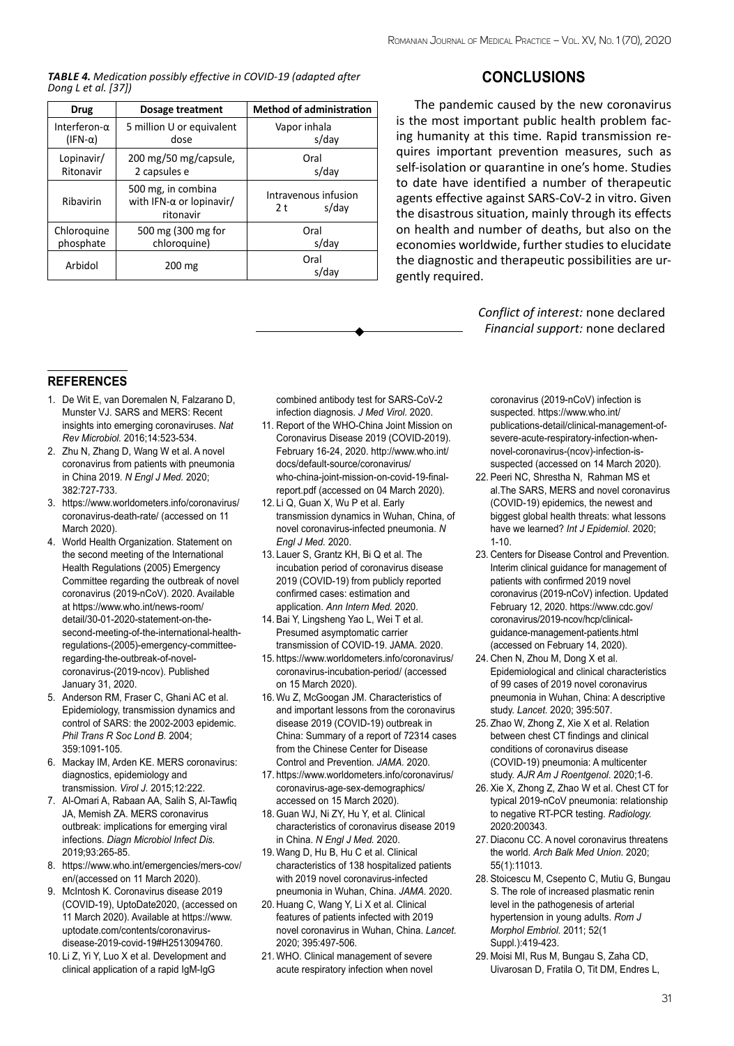***TABLE 4.** Medication possibly effective in COVID-19 (adapted after Dong L et al. [37])*

| Drug | Dosage treatment | Method of administration |
|---|---|---|
| Interferon-α (IFN-α) | 5 million U or equivalent dose | Vapor inhala s/day |
| Lopinavir/ Ritonavir | 200 mg/50 mg/capsule, 2 capsules e | Oral s/day |
| Ribavirin | 500 mg, in combina with IFN-α or lopinavir/ ritonavir | Intravenous infusion 2 t s/day |
| Chloroquine phosphate | 500 mg (300 mg for chloroquine) | Oral s/day |
| Arbidol | 200 mg | Oral s/day |

## CONCLUSIONS

The pandemic caused by the new coronavirus is the most important public health problem facing humanity at this time. Rapid transmission requires important prevention measures, such as self-isolation or quarantine in one's home. Studies to date have identified a number of therapeutic agents effective against SARS-CoV-2 in vitro. Given the disastrous situation, mainly through its effects on health and number of deaths, but also on the economies worldwide, further studies to elucidate the diagnostic and therapeutic possibilities are urgently required.

*Conflict of interest:* none declared
*Financial support:* none declared

## REFERENCES

1. De Wit E, van Doremalen N, Falzarano D, Munster VJ. SARS and MERS: Recent insights into emerging coronaviruses. *Nat Rev Microbiol.* 2016;14:523-534.
2. Zhu N, Zhang D, Wang W et al. A novel coronavirus from patients with pneumonia in China 2019. *N Engl J Med.* 2020; 382:727-733.
3. https://www.worldometers.info/coronavirus/coronavirus-death-rate/ (accessed on 11 March 2020).
4. World Health Organization. Statement on the second meeting of the International Health Regulations (2005) Emergency Committee regarding the outbreak of novel coronavirus (2019-nCoV). 2020. Available at https://www.who.int/news-room/detail/30-01-2020-statement-on-the-second-meeting-of-the-international-health-regulations-(2005)-emergency-committee-regarding-the-outbreak-of-novel-coronavirus-(2019-ncov). Published January 31, 2020.
5. Anderson RM, Fraser C, Ghani AC et al. Epidemiology, transmission dynamics and control of SARS: the 2002-2003 epidemic. *Phil Trans R Soc Lond B.* 2004; 359:1091-105.
6. Mackay IM, Arden KE. MERS coronavirus: diagnostics, epidemiology and transmission. *Virol J.* 2015;12:222.
7. Al-Omari A, Rabaan AA, Salih S, Al-Tawfiq JA, Memish ZA. MERS coronavirus outbreak: implications for emerging viral infections. *Diagn Microbiol Infect Dis.* 2019;93:265-85.
8. https://www.who.int/emergencies/mers-cov/en/(accessed on 11 March 2020).
9. McIntosh K. Coronavirus disease 2019 (COVID-19), UptoDate2020, (accessed on 11 March 2020). Available at https://www.uptodate.com/contents/coronavirus-disease-2019-covid-19#H2513094760.
10. Li Z, Yi Y, Luo X et al. Development and clinical application of a rapid IgM-IgG combined antibody test for SARS-CoV-2 infection diagnosis. *J Med Virol.* 2020.
11. Report of the WHO-China Joint Mission on Coronavirus Disease 2019 (COVID-2019). February 16-24, 2020. http://www.who.int/docs/default-source/coronavirus/who-china-joint-mission-on-covid-19-final-report.pdf (accessed on 04 March 2020).
12. Li Q, Guan X, Wu P et al. Early transmission dynamics in Wuhan, China, of novel coronavirus-infected pneumonia. *N Engl J Med.* 2020.
13. Lauer S, Grantz KH, Bi Q et al. The incubation period of coronavirus disease 2019 (COVID-19) from publicly reported confirmed cases: estimation and application. *Ann Intern Med.* 2020.
14. Bai Y, Lingsheng Yao L, Wei T et al. Presumed asymptomatic carrier transmission of COVID-19. JAMA. 2020.
15. https://www.worldometers.info/coronavirus/coronavirus-incubation-period/ (accessed on 15 March 2020).
16. Wu Z, McGoogan JM. Characteristics of and important lessons from the coronavirus disease 2019 (COVID-19) outbreak in China: Summary of a report of 72314 cases from the Chinese Center for Disease Control and Prevention. *JAMA.* 2020.
17. https://www.worldometers.info/coronavirus/coronavirus-age-sex-demographics/ accessed on 15 March 2020).
18. Guan WJ, Ni ZY, Hu Y, et al. Clinical characteristics of coronavirus disease 2019 in China. *N Engl J Med.* 2020.
19. Wang D, Hu B, Hu C et al. Clinical characteristics of 138 hospitalized patients with 2019 novel coronavirus-infected pneumonia in Wuhan, China. *JAMA.* 2020.
20. Huang C, Wang Y, Li X et al. Clinical features of patients infected with 2019 novel coronavirus in Wuhan, China. *Lancet.* 2020; 395:497-506.
21. WHO. Clinical management of severe acute respiratory infection when novel coronavirus (2019-nCoV) infection is suspected. https://www.who.int/publications-detail/clinical-management-of-severe-acute-respiratory-infection-when-novel-coronavirus-(ncov)-infection-is-suspected (accessed on 14 March 2020).
22. Peeri NC, Shrestha N, Rahman MS et al.The SARS, MERS and novel coronavirus (COVID-19) epidemics, the newest and biggest global health threats: what lessons have we learned? *Int J Epidemiol.* 2020; 1-10.
23. Centers for Disease Control and Prevention. Interim clinical guidance for management of patients with confirmed 2019 novel coronavirus (2019-nCoV) infection. Updated February 12, 2020. https://www.cdc.gov/coronavirus/2019-ncov/hcp/clinical-guidance-management-patients.html (accessed on February 14, 2020).
24. Chen N, Zhou M, Dong X et al. Epidemiological and clinical characteristics of 99 cases of 2019 novel coronavirus pneumonia in Wuhan, China: A descriptive study. *Lancet.* 2020; 395:507.
25. Zhao W, Zhong Z, Xie X et al. Relation between chest CT findings and clinical conditions of coronavirus disease (COVID-19) pneumonia: A multicenter study. *AJR Am J Roentgenol*. 2020;1-6.
26. Xie X, Zhong Z, Zhao W et al. Chest CT for typical 2019-nCoV pneumonia: relationship to negative RT-PCR testing. *Radiology.* 2020:200343.
27. Diaconu CC. A novel coronavirus threatens the world. *Arch Balk Med Union.* 2020; 55(1):11013.
28. Stoicescu M, Csepento C, Mutiu G, Bungau S. The role of increased plasmatic renin level in the pathogenesis of arterial hypertension in young adults. *Rom J Morphol Embriol.* 2011; 52(1 Suppl.):419-423.
29. Moisi MI, Rus M, Bungau S, Zaha CD, Uivarosan D, Fratila O, Tit DM, Endres L,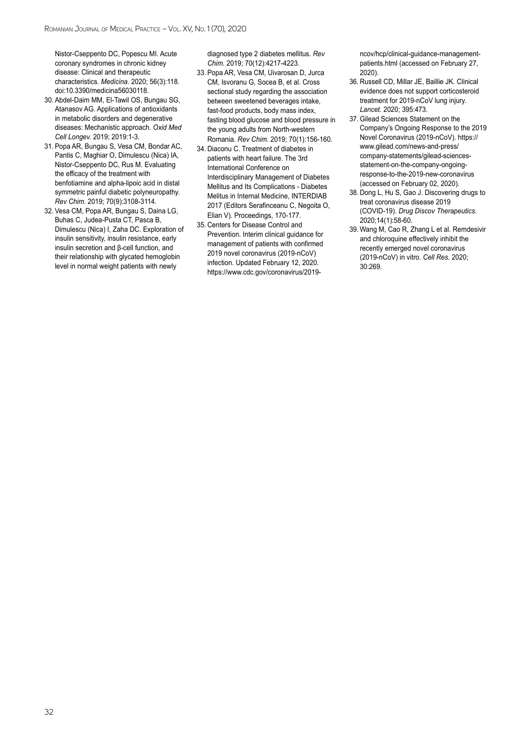Nistor-Cseppento DC, Popescu MI. Acute coronary syndromes in chronic kidney disease: Clinical and therapeutic characteristics. *Medicina*. 2020; 56(3):118. doi:10.3390/medicina56030118.

30. Abdel-Daim MM, El-Tawil OS, Bungau SG, Atanasov AG. Applications of antioxidants in metabolic disorders and degenerative diseases: Mechanistic approach. *Oxid Med Cell Longev.* 2019; 2019:1-3.
31. Popa AR, Bungau S, Vesa CM, Bondar AC, Pantis C, Maghiar O, Dimulescu (Nica) IA, Nistor-Cseppento DC, Rus M. Evaluating the efficacy of the treatment with benfotiamine and alpha-lipoic acid in distal symmetric painful diabetic polyneuropathy. *Rev Chim.* 2019; 70(9):3108-3114.
32. Vesa CM, Popa AR, Bungau S, Daina LG, Buhas C, Judea-Pusta CT, Pasca B, Dimulescu (Nica) I, Zaha DC. Exploration of insulin sensitivity, insulin resistance, early insulin secretion and β-cell function, and their relationship with glycated hemoglobin level in normal weight patients with newly diagnosed type 2 diabetes mellitus. *Rev Chim.* 2019; 70(12):4217-4223.
33. Popa AR, Vesa CM, Uivarosan D, Jurca CM, Isvoranu G, Socea B, et al. Cross sectional study regarding the association between sweetened beverages intake, fast-food products, body mass index, fasting blood glucose and blood pressure in the young adults from North-western Romania. *Rev Chim.* 2019; 70(1):156-160.
34. Diaconu C. Treatment of diabetes in patients with heart failure. The 3rd International Conference on Interdisciplinary Management of Diabetes Mellitus and Its Complications - Diabetes Melitus in Internal Medicine, INTERDIAB 2017 (Editors Serafinceanu C, Negoita O, Elian V). Proceedings, 170-177.
35. Centers for Disease Control and Prevention. Interim clinical guidance for management of patients with confirmed 2019 novel coronavirus (2019-nCoV) infection. Updated February 12, 2020. https://www.cdc.gov/coronavirus/2019-ncov/hcp/clinical-guidance-management-patients.html (accessed on February 27, 2020).
36. Russell CD, Millar JE, Baillie JK. Clinical evidence does not support corticosteroid treatment for 2019-nCoV lung injury. *Lancet.* 2020; 395:473.
37. Gilead Sciences Statement on the Company's Ongoing Response to the 2019 Novel Coronavirus (2019-nCoV). https://www.gilead.com/news-and-press/company-statements/gilead-sciences-statement-on-the-company-ongoing-response-to-the-2019-new-coronavirus (accessed on February 02, 2020).
38. Dong L, Hu S, Gao J. Discovering drugs to treat coronavirus disease 2019 (COVID-19). *Drug Discov Therapeutics.* 2020;14(1):58-60.
39. Wang M, Cao R, Zhang L et al. Remdesivir and chloroquine effectively inhibit the recently emerged novel coronavirus (2019-nCoV) in vitro. *Cell Res.* 2020; 30:269.